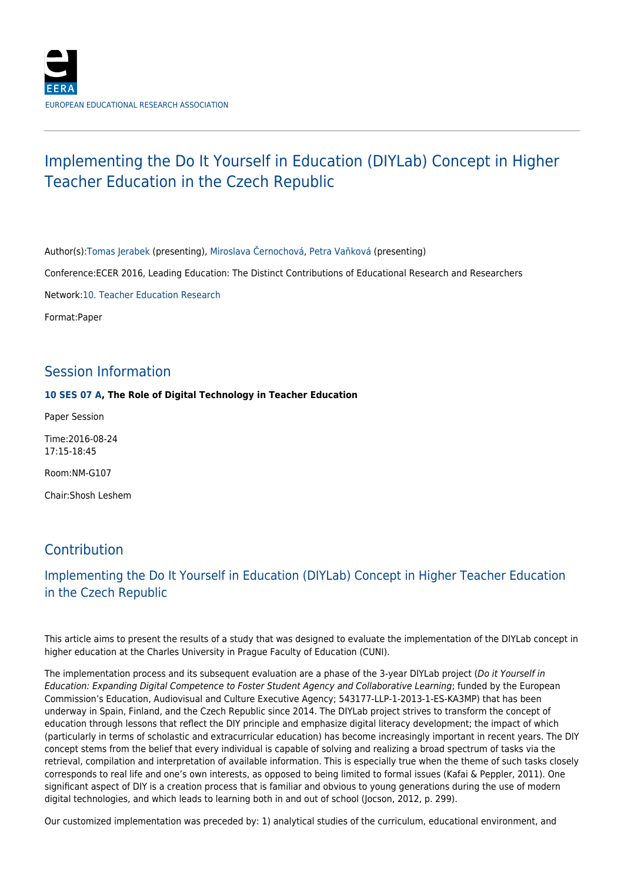EUROPEAN EDUCATIONAL RESEARCH ASSOCIATION

# Implementing the Do It Yourself in Education (DIYLab) Concept in Higher Teacher Education in the Czech Republic

Author(s):Tomas Jerabek (presenting), Miroslava Černochová, Petra Vaňková (presenting)

Conference:ECER 2016, Leading Education: The Distinct Contributions of Educational Research and Researchers

Network:10. Teacher Education Research

Format:Paper

## Session Information

**10 SES 07 A, The Role of Digital Technology in Teacher Education**

Paper Session

Time:2016-08-24
17:15-18:45

Room:NM-G107

Chair:Shosh Leshem

## Contribution

### Implementing the Do It Yourself in Education (DIYLab) Concept in Higher Teacher Education in the Czech Republic

This article aims to present the results of a study that was designed to evaluate the implementation of the DIYLab concept in higher education at the Charles University in Prague Faculty of Education (CUNI).

The implementation process and its subsequent evaluation are a phase of the 3-year DIYLab project (*Do it Yourself in Education: Expanding Digital Competence to Foster Student Agency and Collaborative Learning*; funded by the European Commission's Education, Audiovisual and Culture Executive Agency; 543177-LLP-1-2013-1-ES-KA3MP) that has been underway in Spain, Finland, and the Czech Republic since 2014. The DIYLab project strives to transform the concept of education through lessons that reflect the DIY principle and emphasize digital literacy development; the impact of which (particularly in terms of scholastic and extracurricular education) has become increasingly important in recent years. The DIY concept stems from the belief that every individual is capable of solving and realizing a broad spectrum of tasks via the retrieval, compilation and interpretation of available information. This is especially true when the theme of such tasks closely corresponds to real life and one's own interests, as opposed to being limited to formal issues (Kafai & Peppler, 2011). One significant aspect of DIY is a creation process that is familiar and obvious to young generations during the use of modern digital technologies, and which leads to learning both in and out of school (Jocson, 2012, p. 299).

Our customized implementation was preceded by: 1) analytical studies of the curriculum, educational environment, and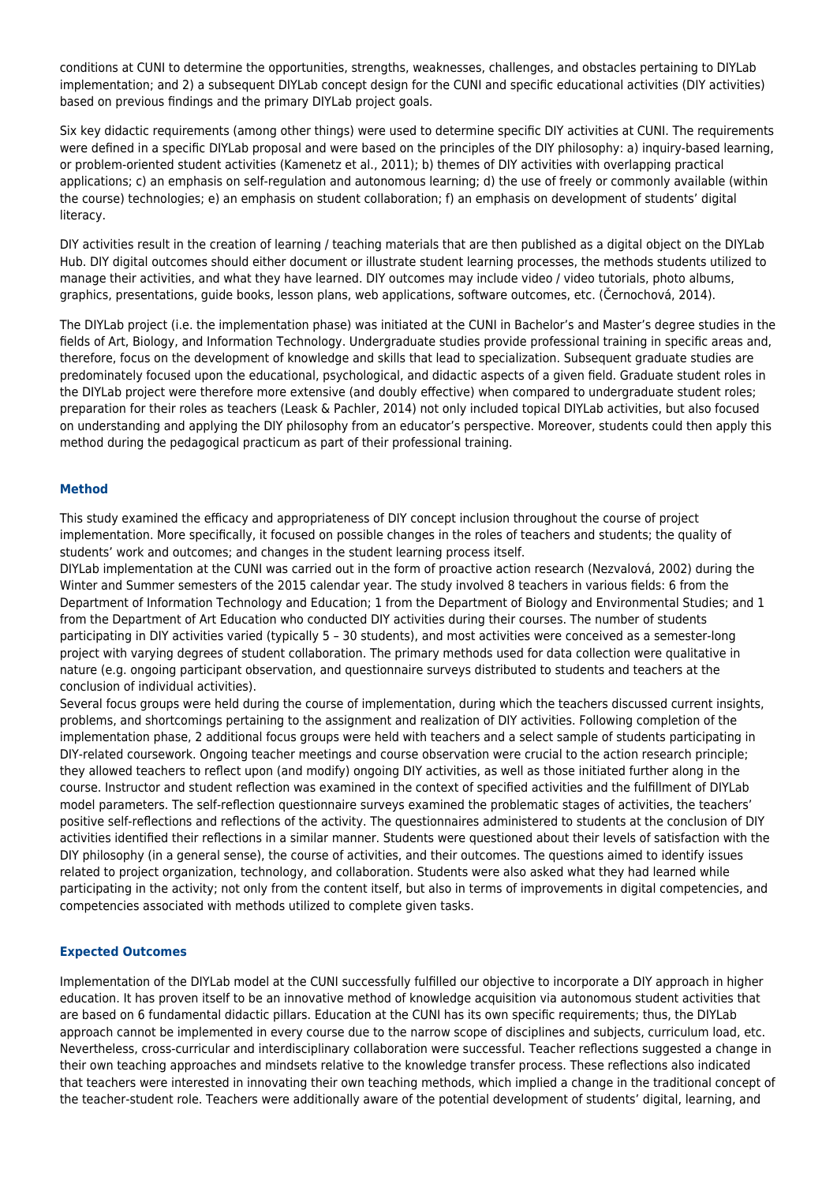conditions at CUNI to determine the opportunities, strengths, weaknesses, challenges, and obstacles pertaining to DIYLab implementation; and 2) a subsequent DIYLab concept design for the CUNI and specific educational activities (DIY activities) based on previous findings and the primary DIYLab project goals.

Six key didactic requirements (among other things) were used to determine specific DIY activities at CUNI. The requirements were defined in a specific DIYLab proposal and were based on the principles of the DIY philosophy: a) inquiry-based learning, or problem-oriented student activities (Kamenetz et al., 2011); b) themes of DIY activities with overlapping practical applications; c) an emphasis on self-regulation and autonomous learning; d) the use of freely or commonly available (within the course) technologies; e) an emphasis on student collaboration; f) an emphasis on development of students' digital literacy.

DIY activities result in the creation of learning / teaching materials that are then published as a digital object on the DIYLab Hub. DIY digital outcomes should either document or illustrate student learning processes, the methods students utilized to manage their activities, and what they have learned. DIY outcomes may include video / video tutorials, photo albums, graphics, presentations, guide books, lesson plans, web applications, software outcomes, etc. (Černochová, 2014).

The DIYLab project (i.e. the implementation phase) was initiated at the CUNI in Bachelor's and Master's degree studies in the fields of Art, Biology, and Information Technology. Undergraduate studies provide professional training in specific areas and, therefore, focus on the development of knowledge and skills that lead to specialization. Subsequent graduate studies are predominately focused upon the educational, psychological, and didactic aspects of a given field. Graduate student roles in the DIYLab project were therefore more extensive (and doubly effective) when compared to undergraduate student roles; preparation for their roles as teachers (Leask & Pachler, 2014) not only included topical DIYLab activities, but also focused on understanding and applying the DIY philosophy from an educator's perspective. Moreover, students could then apply this method during the pedagogical practicum as part of their professional training.

### Method

This study examined the efficacy and appropriateness of DIY concept inclusion throughout the course of project implementation. More specifically, it focused on possible changes in the roles of teachers and students; the quality of students' work and outcomes; and changes in the student learning process itself.
DIYLab implementation at the CUNI was carried out in the form of proactive action research (Nezvalová, 2002) during the Winter and Summer semesters of the 2015 calendar year. The study involved 8 teachers in various fields: 6 from the Department of Information Technology and Education; 1 from the Department of Biology and Environmental Studies; and 1 from the Department of Art Education who conducted DIY activities during their courses. The number of students participating in DIY activities varied (typically 5 – 30 students), and most activities were conceived as a semester-long project with varying degrees of student collaboration. The primary methods used for data collection were qualitative in nature (e.g. ongoing participant observation, and questionnaire surveys distributed to students and teachers at the conclusion of individual activities).
Several focus groups were held during the course of implementation, during which the teachers discussed current insights, problems, and shortcomings pertaining to the assignment and realization of DIY activities. Following completion of the implementation phase, 2 additional focus groups were held with teachers and a select sample of students participating in DIY-related coursework. Ongoing teacher meetings and course observation were crucial to the action research principle; they allowed teachers to reflect upon (and modify) ongoing DIY activities, as well as those initiated further along in the course. Instructor and student reflection was examined in the context of specified activities and the fulfillment of DIYLab model parameters. The self-reflection questionnaire surveys examined the problematic stages of activities, the teachers' positive self-reflections and reflections of the activity. The questionnaires administered to students at the conclusion of DIY activities identified their reflections in a similar manner. Students were questioned about their levels of satisfaction with the DIY philosophy (in a general sense), the course of activities, and their outcomes. The questions aimed to identify issues related to project organization, technology, and collaboration. Students were also asked what they had learned while participating in the activity; not only from the content itself, but also in terms of improvements in digital competencies, and competencies associated with methods utilized to complete given tasks.

### Expected Outcomes

Implementation of the DIYLab model at the CUNI successfully fulfilled our objective to incorporate a DIY approach in higher education. It has proven itself to be an innovative method of knowledge acquisition via autonomous student activities that are based on 6 fundamental didactic pillars. Education at the CUNI has its own specific requirements; thus, the DIYLab approach cannot be implemented in every course due to the narrow scope of disciplines and subjects, curriculum load, etc. Nevertheless, cross-curricular and interdisciplinary collaboration were successful. Teacher reflections suggested a change in their own teaching approaches and mindsets relative to the knowledge transfer process. These reflections also indicated that teachers were interested in innovating their own teaching methods, which implied a change in the traditional concept of the teacher-student role. Teachers were additionally aware of the potential development of students' digital, learning, and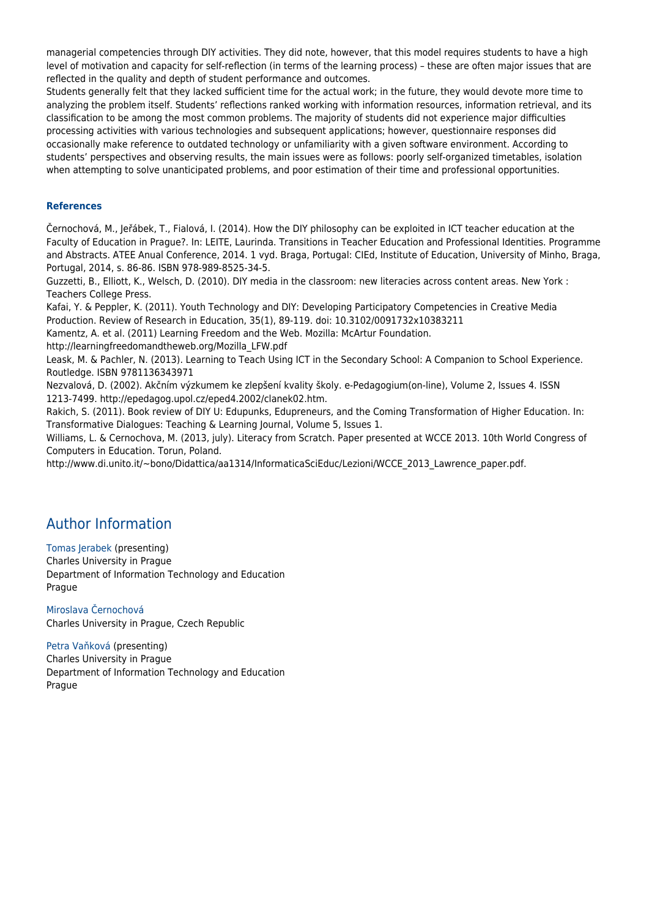managerial competencies through DIY activities. They did note, however, that this model requires students to have a high level of motivation and capacity for self-reflection (in terms of the learning process) – these are often major issues that are reflected in the quality and depth of student performance and outcomes.
Students generally felt that they lacked sufficient time for the actual work; in the future, they would devote more time to analyzing the problem itself. Students' reflections ranked working with information resources, information retrieval, and its classification to be among the most common problems. The majority of students did not experience major difficulties processing activities with various technologies and subsequent applications; however, questionnaire responses did occasionally make reference to outdated technology or unfamiliarity with a given software environment. According to students' perspectives and observing results, the main issues were as follows: poorly self-organized timetables, isolation when attempting to solve unanticipated problems, and poor estimation of their time and professional opportunities.

### References

Černochová, M., Jeřábek, T., Fialová, I. (2014). How the DIY philosophy can be exploited in ICT teacher education at the Faculty of Education in Prague?. In: LEITE, Laurinda. Transitions in Teacher Education and Professional Identities. Programme and Abstracts. ATEE Anual Conference, 2014. 1 vyd. Braga, Portugal: CIEd, Institute of Education, University of Minho, Braga, Portugal, 2014, s. 86-86. ISBN 978-989-8525-34-5.
Guzzetti, B., Elliott, K., Welsch, D. (2010). DIY media in the classroom: new literacies across content areas. New York : Teachers College Press.
Kafai, Y. & Peppler, K. (2011). Youth Technology and DIY: Developing Participatory Competencies in Creative Media Production. Review of Research in Education, 35(1), 89-119. doi: 10.3102/0091732x10383211
Kamentz, A. et al. (2011) Learning Freedom and the Web. Mozilla: McArtur Foundation.
http://learningfreedomandtheweb.org/Mozilla_LFW.pdf
Leask, M. & Pachler, N. (2013). Learning to Teach Using ICT in the Secondary School: A Companion to School Experience. Routledge. ISBN 9781136343971
Nezvalová, D. (2002). Akčním výzkumem ke zlepšení kvality školy. e-Pedagogium(on-line), Volume 2, Issues 4. ISSN 1213-7499. http://epedagog.upol.cz/eped4.2002/clanek02.htm.
Rakich, S. (2011). Book review of DIY U: Edupunks, Edupreneurs, and the Coming Transformation of Higher Education. In: Transformative Dialogues: Teaching & Learning Journal, Volume 5, Issues 1.
Williams, L. & Cernochova, M. (2013, july). Literacy from Scratch. Paper presented at WCCE 2013. 10th World Congress of Computers in Education. Torun, Poland.
http://www.di.unito.it/~bono/Didattica/aa1314/InformaticaSciEduc/Lezioni/WCCE_2013_Lawrence_paper.pdf.

## Author Information

Tomas Jerabek (presenting)
Charles University in Prague
Department of Information Technology and Education
Prague

Miroslava Černochová
Charles University in Prague, Czech Republic

Petra Vaňková (presenting)
Charles University in Prague
Department of Information Technology and Education
Prague